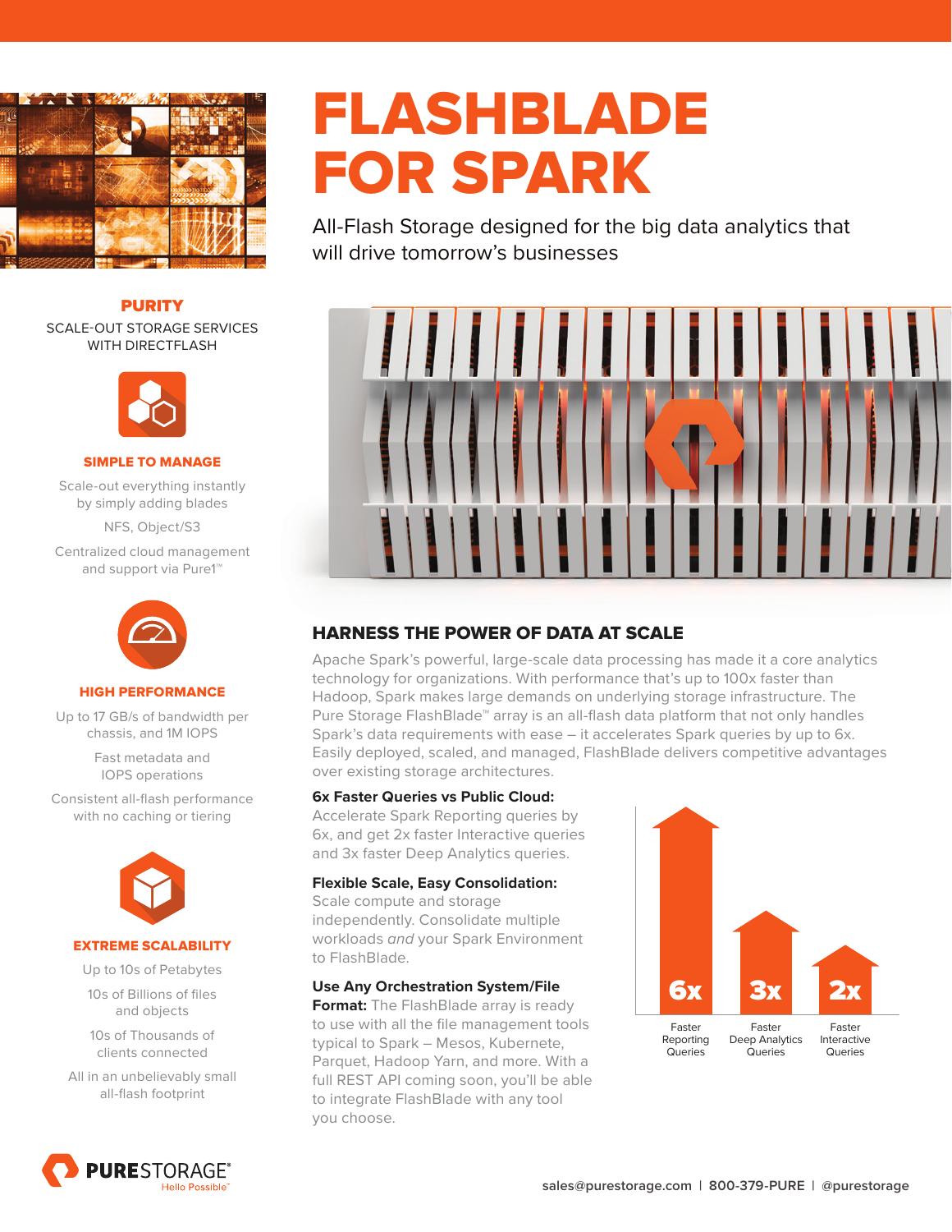# FLASHBLADE FOR SPARK

All-Flash Storage designed for the big data analytics that will drive tomorrow's businesses

## PURITY

SCALE-OUT STORAGE SERVICES WITH DIRECTFLASH

### SIMPLE TO MANAGE

Scale-out everything instantly by simply adding blades

NFS, Object/S3

Centralized cloud management and support via Pure1™

### HIGH PERFORMANCE

Up to 17 GB/s of bandwidth per chassis, and 1M IOPS

Fast metadata and IOPS operations

Consistent all-flash performance with no caching or tiering

### EXTREME SCALABILITY

Up to 10s of Petabytes

10s of Billions of files and objects

10s of Thousands of clients connected

All in an unbelievably small all-flash footprint

## HARNESS THE POWER OF DATA AT SCALE

Apache Spark's powerful, large-scale data processing has made it a core analytics technology for organizations. With performance that's up to 100x faster than Hadoop, Spark makes large demands on underlying storage infrastructure. The Pure Storage FlashBlade™ array is an all-flash data platform that not only handles Spark's data requirements with ease – it accelerates Spark queries by up to 6x. Easily deployed, scaled, and managed, FlashBlade delivers competitive advantages over existing storage architectures.

**6x Faster Queries vs Public Cloud:** Accelerate Spark Reporting queries by 6x, and get 2x faster Interactive queries and 3x faster Deep Analytics queries.

**Flexible Scale, Easy Consolidation:** Scale compute and storage independently. Consolidate multiple workloads *and* your Spark Environment to FlashBlade.

**Use Any Orchestration System/File Format:** The FlashBlade array is ready to use with all the file management tools typical to Spark – Mesos, Kubernete, Parquet, Hadoop Yarn, and more. With a full REST API coming soon, you'll be able to integrate FlashBlade with any tool you choose.

| 6x | 3x | 2x |
|---|---|---|
| Faster Reporting Queries | Faster Deep Analytics Queries | Faster Interactive Queries |

sales@purestorage.com | 800-379-PURE | @purestorage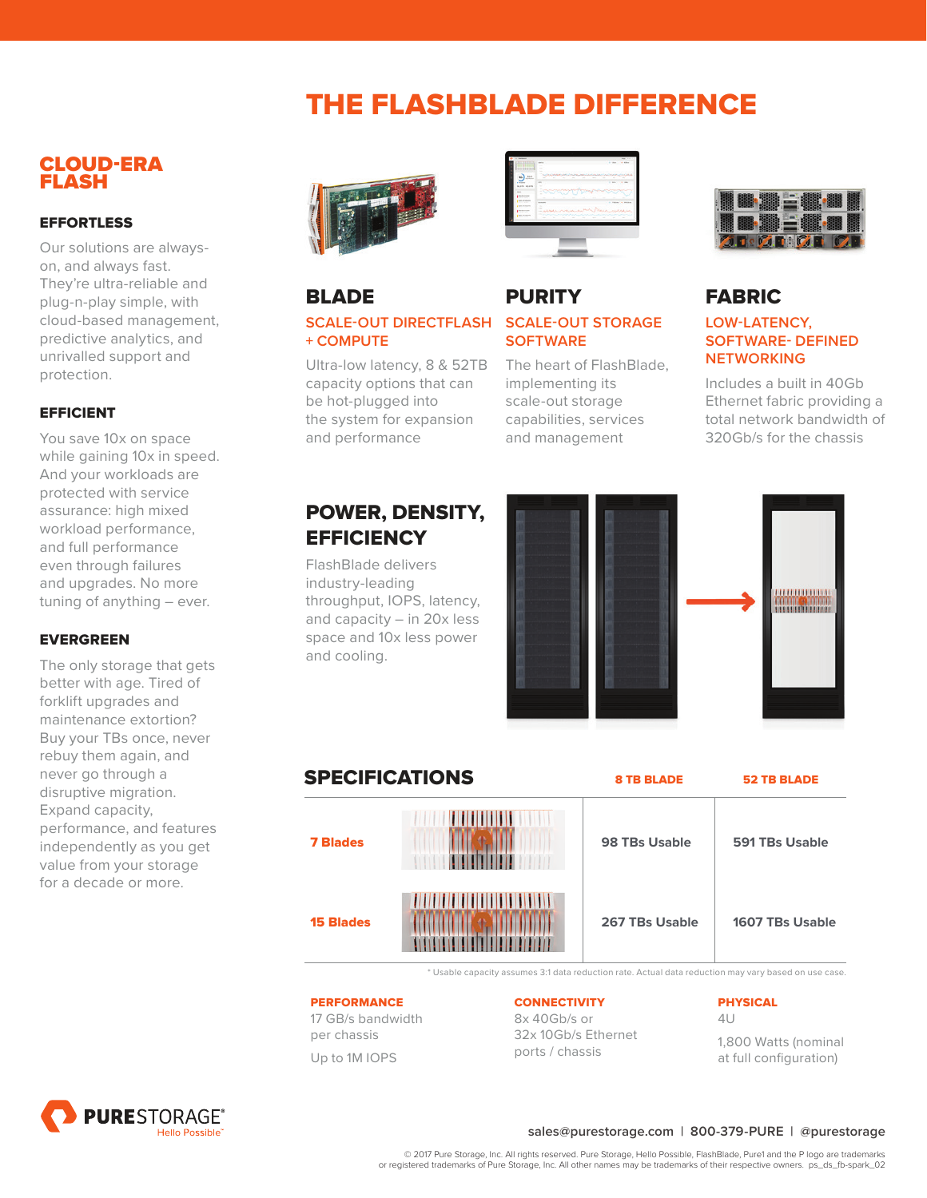# THE FLASHBLADE DIFFERENCE

## CLOUD-ERA FLASH

### EFFORTLESS

Our solutions are always-on, and always fast. They're ultra-reliable and plug-n-play simple, with cloud-based management, predictive analytics, and unrivalled support and protection.

### EFFICIENT

You save 10x on space while gaining 10x in speed. And your workloads are protected with service assurance: high mixed workload performance, and full performance even through failures and upgrades. No more tuning of anything – ever.

### EVERGREEN

The only storage that gets better with age. Tired of forklift upgrades and maintenance extortion? Buy your TBs once, never rebuy them again, and never go through a disruptive migration. Expand capacity, performance, and features independently as you get value from your storage for a decade or more.

## BLADE

**SCALE-OUT DIRECTFLASH + COMPUTE**

Ultra-low latency, 8 & 52TB capacity options that can be hot-plugged into the system for expansion and performance

## PURITY

**SCALE-OUT STORAGE SOFTWARE**

The heart of FlashBlade, implementing its scale-out storage capabilities, services and management

## FABRIC

**LOW-LATENCY, SOFTWARE- DEFINED NETWORKING**

Includes a built in 40Gb Ethernet fabric providing a total network bandwidth of 320Gb/s for the chassis

## POWER, DENSITY, EFFICIENCY

FlashBlade delivers industry-leading throughput, IOPS, latency, and capacity – in 20x less space and 10x less power and cooling.

## SPECIFICATIONS

| | 8 TB BLADE | 52 TB BLADE |
|---|---|---|
| 7 Blades | 98 TBs Usable | 591 TBs Usable |
| 15 Blades | 267 TBs Usable | 1607 TBs Usable |

* Usable capacity assumes 3:1 data reduction rate. Actual data reduction may vary based on use case.

**PERFORMANCE**

17 GB/s bandwidth per chassis

Up to 1M IOPS

**CONNECTIVITY**

8x 40Gb/s or 32x 10Gb/s Ethernet ports / chassis

**PHYSICAL**

4U

1,800 Watts (nominal at full configuration)

PURESTORAGE® Hello Possible™

sales@purestorage.com | 800-379-PURE | @purestorage

© 2017 Pure Storage, Inc. All rights reserved. Pure Storage, Hello Possible, FlashBlade, Pure1 and the P logo are trademarks or registered trademarks of Pure Storage, Inc. All other names may be trademarks of their respective owners. ps_ds_fb-spark_02